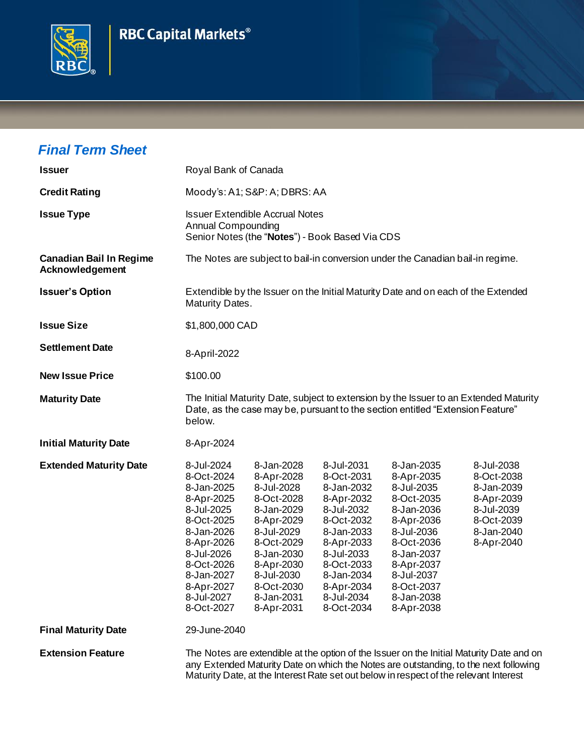RBC Capital Markets®

## *Final Term Sheet*

| | |
|---|---|
| **Issuer** | Royal Bank of Canada |
| **Credit Rating** | Moody's: A1; S&P: A; DBRS: AA |
| **Issue Type** | Issuer Extendible Accrual Notes<br>Annual Compounding<br>Senior Notes (the "**Notes**") - Book Based Via CDS |
| **Canadian Bail In Regime Acknowledgement** | The Notes are subject to bail-in conversion under the Canadian bail-in regime. |
| **Issuer's Option** | Extendible by the Issuer on the Initial Maturity Date and on each of the Extended Maturity Dates. |
| **Issue Size** | $1,800,000 CAD |
| **Settlement Date** | 8-April-2022 |
| **New Issue Price** | $100.00 |
| **Maturity Date** | The Initial Maturity Date, subject to extension by the Issuer to an Extended Maturity Date, as the case may be, pursuant to the section entitled "Extension Feature" below. |
| **Initial Maturity Date** | 8-Apr-2024 |

**Extended Maturity Date**

| | | | | |
|---|---|---|---|---|
| 8-Jul-2024 | 8-Jan-2028 | 8-Jul-2031 | 8-Jan-2035 | 8-Jul-2038 |
| 8-Oct-2024 | 8-Apr-2028 | 8-Oct-2031 | 8-Apr-2035 | 8-Oct-2038 |
| 8-Jan-2025 | 8-Jul-2028 | 8-Jan-2032 | 8-Jul-2035 | 8-Jan-2039 |
| 8-Apr-2025 | 8-Oct-2028 | 8-Apr-2032 | 8-Oct-2035 | 8-Apr-2039 |
| 8-Jul-2025 | 8-Jan-2029 | 8-Jul-2032 | 8-Jan-2036 | 8-Jul-2039 |
| 8-Oct-2025 | 8-Apr-2029 | 8-Oct-2032 | 8-Apr-2036 | 8-Oct-2039 |
| 8-Jan-2026 | 8-Jul-2029 | 8-Jan-2033 | 8-Jul-2036 | 8-Jan-2040 |
| 8-Apr-2026 | 8-Oct-2029 | 8-Apr-2033 | 8-Oct-2036 | 8-Apr-2040 |
| 8-Jul-2026 | 8-Jan-2030 | 8-Jul-2033 | 8-Jan-2037 | |
| 8-Oct-2026 | 8-Apr-2030 | 8-Oct-2033 | 8-Apr-2037 | |
| 8-Jan-2027 | 8-Jul-2030 | 8-Jan-2034 | 8-Jul-2037 | |
| 8-Apr-2027 | 8-Oct-2030 | 8-Apr-2034 | 8-Oct-2037 | |
| 8-Jul-2027 | 8-Jan-2031 | 8-Jul-2034 | 8-Jan-2038 | |
| 8-Oct-2027 | 8-Apr-2031 | 8-Oct-2034 | 8-Apr-2038 | |

| | |
|---|---|
| **Final Maturity Date** | 29-June-2040 |
| **Extension Feature** | The Notes are extendible at the option of the Issuer on the Initial Maturity Date and on any Extended Maturity Date on which the Notes are outstanding, to the next following Maturity Date, at the Interest Rate set out below in respect of the relevant Interest |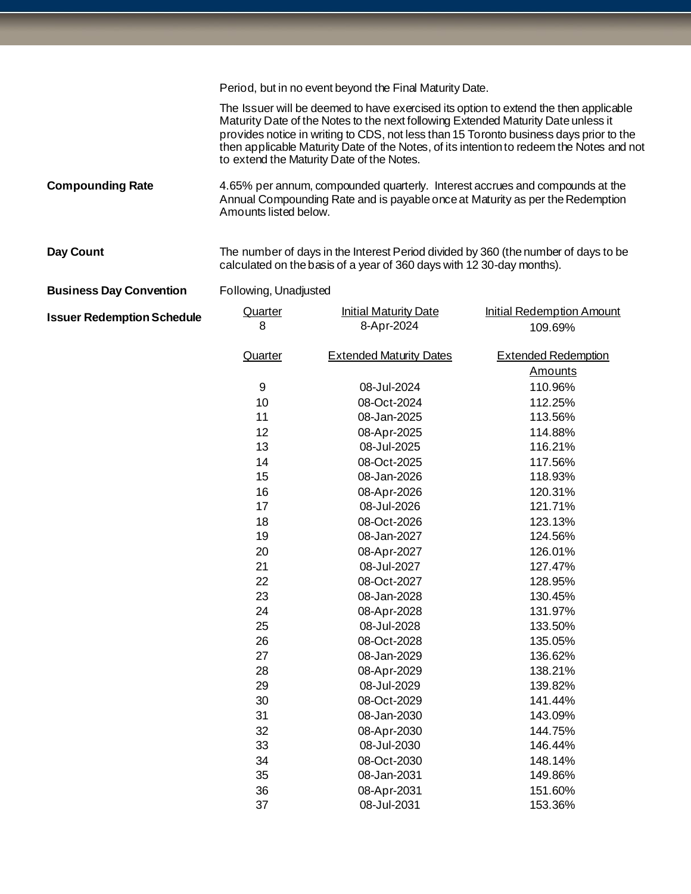Period, but in no event beyond the Final Maturity Date.

The Issuer will be deemed to have exercised its option to extend the then applicable Maturity Date of the Notes to the next following Extended Maturity Date unless it provides notice in writing to CDS, not less than 15 Toronto business days prior to the then applicable Maturity Date of the Notes, of its intention to redeem the Notes and not to extend the Maturity Date of the Notes.

**Compounding Rate**

4.65% per annum, compounded quarterly. Interest accrues and compounds at the Annual Compounding Rate and is payable once at Maturity as per the Redemption Amounts listed below.

**Day Count**

The number of days in the Interest Period divided by 360 (the number of days to be calculated on the basis of a year of 360 days with 12 30-day months).

**Business Day Convention**

Following, Unadjusted

**Issuer Redemption Schedule**

| Quarter | Initial Maturity Date | Initial Redemption Amount |
|---|---|---|
| 8 | 8-Apr-2024 | 109.69% |

| Quarter | Extended Maturity Dates | Extended Redemption Amounts |
|---|---|---|
| 9 | 08-Jul-2024 | 110.96% |
| 10 | 08-Oct-2024 | 112.25% |
| 11 | 08-Jan-2025 | 113.56% |
| 12 | 08-Apr-2025 | 114.88% |
| 13 | 08-Jul-2025 | 116.21% |
| 14 | 08-Oct-2025 | 117.56% |
| 15 | 08-Jan-2026 | 118.93% |
| 16 | 08-Apr-2026 | 120.31% |
| 17 | 08-Jul-2026 | 121.71% |
| 18 | 08-Oct-2026 | 123.13% |
| 19 | 08-Jan-2027 | 124.56% |
| 20 | 08-Apr-2027 | 126.01% |
| 21 | 08-Jul-2027 | 127.47% |
| 22 | 08-Oct-2027 | 128.95% |
| 23 | 08-Jan-2028 | 130.45% |
| 24 | 08-Apr-2028 | 131.97% |
| 25 | 08-Jul-2028 | 133.50% |
| 26 | 08-Oct-2028 | 135.05% |
| 27 | 08-Jan-2029 | 136.62% |
| 28 | 08-Apr-2029 | 138.21% |
| 29 | 08-Jul-2029 | 139.82% |
| 30 | 08-Oct-2029 | 141.44% |
| 31 | 08-Jan-2030 | 143.09% |
| 32 | 08-Apr-2030 | 144.75% |
| 33 | 08-Jul-2030 | 146.44% |
| 34 | 08-Oct-2030 | 148.14% |
| 35 | 08-Jan-2031 | 149.86% |
| 36 | 08-Apr-2031 | 151.60% |
| 37 | 08-Jul-2031 | 153.36% |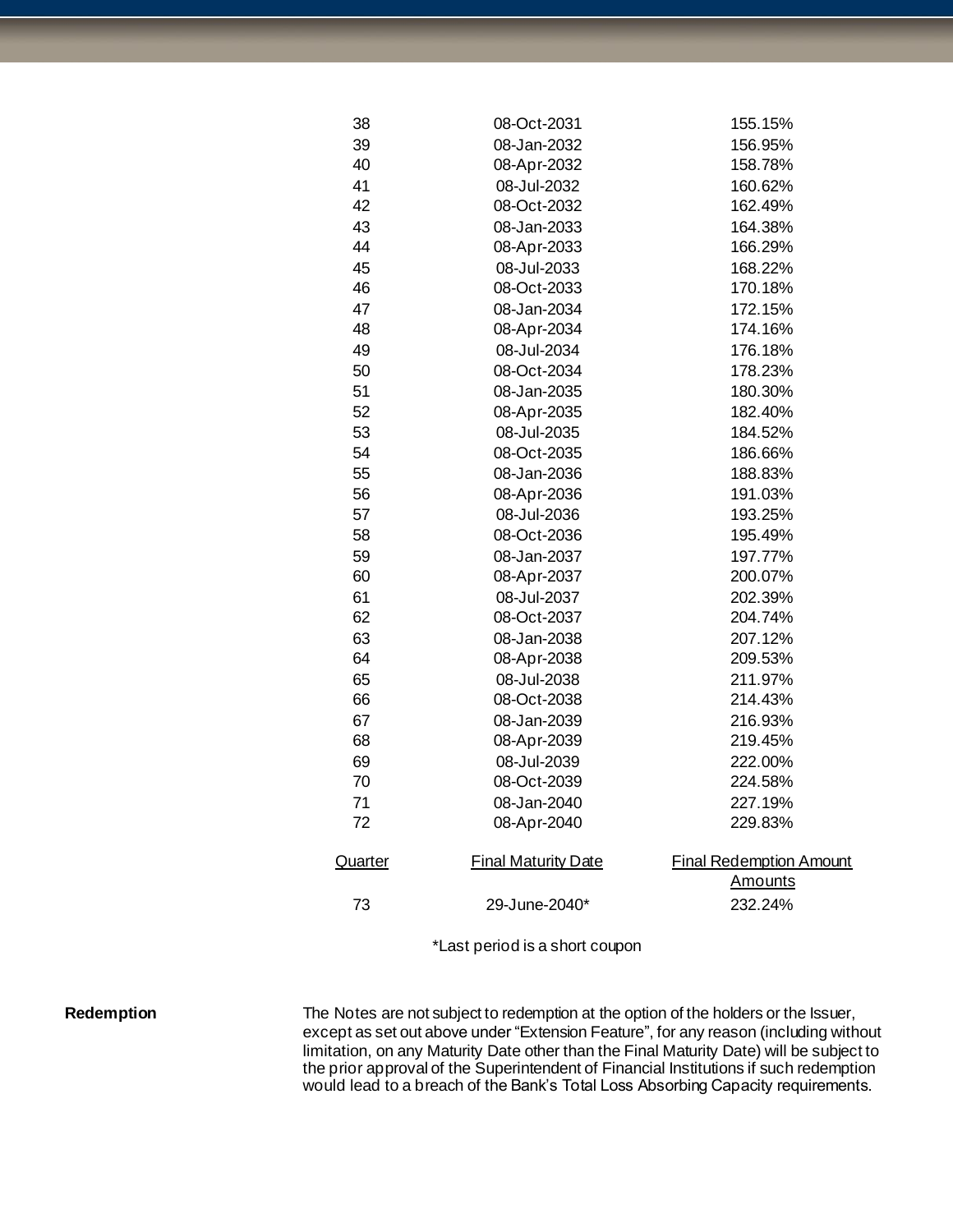| | | |
|---|---|---|
| 38 | 08-Oct-2031 | 155.15% |
| 39 | 08-Jan-2032 | 156.95% |
| 40 | 08-Apr-2032 | 158.78% |
| 41 | 08-Jul-2032 | 160.62% |
| 42 | 08-Oct-2032 | 162.49% |
| 43 | 08-Jan-2033 | 164.38% |
| 44 | 08-Apr-2033 | 166.29% |
| 45 | 08-Jul-2033 | 168.22% |
| 46 | 08-Oct-2033 | 170.18% |
| 47 | 08-Jan-2034 | 172.15% |
| 48 | 08-Apr-2034 | 174.16% |
| 49 | 08-Jul-2034 | 176.18% |
| 50 | 08-Oct-2034 | 178.23% |
| 51 | 08-Jan-2035 | 180.30% |
| 52 | 08-Apr-2035 | 182.40% |
| 53 | 08-Jul-2035 | 184.52% |
| 54 | 08-Oct-2035 | 186.66% |
| 55 | 08-Jan-2036 | 188.83% |
| 56 | 08-Apr-2036 | 191.03% |
| 57 | 08-Jul-2036 | 193.25% |
| 58 | 08-Oct-2036 | 195.49% |
| 59 | 08-Jan-2037 | 197.77% |
| 60 | 08-Apr-2037 | 200.07% |
| 61 | 08-Jul-2037 | 202.39% |
| 62 | 08-Oct-2037 | 204.74% |
| 63 | 08-Jan-2038 | 207.12% |
| 64 | 08-Apr-2038 | 209.53% |
| 65 | 08-Jul-2038 | 211.97% |
| 66 | 08-Oct-2038 | 214.43% |
| 67 | 08-Jan-2039 | 216.93% |
| 68 | 08-Apr-2039 | 219.45% |
| 69 | 08-Jul-2039 | 222.00% |
| 70 | 08-Oct-2039 | 224.58% |
| 71 | 08-Jan-2040 | 227.19% |
| 72 | 08-Apr-2040 | 229.83% |

| Quarter | Final Maturity Date | Final Redemption Amount Amounts |
|---|---|---|
| 73 | 29-June-2040* | 232.24% |

*Last period is a short coupon

**Redemption**

The Notes are not subject to redemption at the option of the holders or the Issuer, except as set out above under "Extension Feature", for any reason (including without limitation, on any Maturity Date other than the Final Maturity Date) will be subject to the prior approval of the Superintendent of Financial Institutions if such redemption would lead to a breach of the Bank's Total Loss Absorbing Capacity requirements.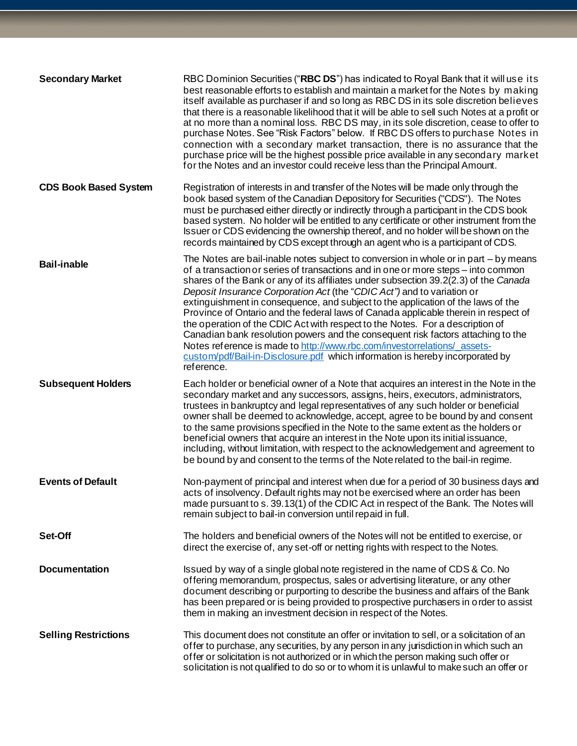| | |
|---|---|
| **Secondary Market** | RBC Dominion Securities ("**RBC DS**") has indicated to Royal Bank that it will use its best reasonable efforts to establish and maintain a market for the Notes by making itself available as purchaser if and so long as RBC DS in its sole discretion believes that there is a reasonable likelihood that it will be able to sell such Notes at a profit or at no more than a nominal loss. RBC DS may, in its sole discretion, cease to offer to purchase Notes. See "Risk Factors" below. If RBC DS offers to purchase Notes in connection with a secondary market transaction, there is no assurance that the purchase price will be the highest possible price available in any secondary market for the Notes and an investor could receive less than the Principal Amount. |
| **CDS Book Based System** | Registration of interests in and transfer of the Notes will be made only through the book based system of the Canadian Depository for Securities ("CDS"). The Notes must be purchased either directly or indirectly through a participant in the CDS book based system. No holder will be entitled to any certificate or other instrument from the Issuer or CDS evidencing the ownership thereof, and no holder will be shown on the records maintained by CDS except through an agent who is a participant of CDS. |
| **Bail-inable** | The Notes are bail-inable notes subject to conversion in whole or in part – by means of a transaction or series of transactions and in one or more steps – into common shares of the Bank or any of its affiliates under subsection 39.2(2.3) of the *Canada Deposit Insurance Corporation Act* (the "*CDIC Act")* and to variation or extinguishment in consequence, and subject to the application of the laws of the Province of Ontario and the federal laws of Canada applicable therein in respect of the operation of the CDIC Act with respect to the Notes. For a description of Canadian bank resolution powers and the consequent risk factors attaching to the Notes reference is made to [http://www.rbc.com/investorrelations/_assets-custom/pdf/Bail-in-Disclosure.pdf](http://www.rbc.com/investorrelations/_assets-custom/pdf/Bail-in-Disclosure.pdf) which information is hereby incorporated by reference. |
| **Subsequent Holders** | Each holder or beneficial owner of a Note that acquires an interest in the Note in the secondary market and any successors, assigns, heirs, executors, administrators, trustees in bankruptcy and legal representatives of any such holder or beneficial owner shall be deemed to acknowledge, accept, agree to be bound by and consent to the same provisions specified in the Note to the same extent as the holders or beneficial owners that acquire an interest in the Note upon its initial issuance, including, without limitation, with respect to the acknowledgement and agreement to be bound by and consent to the terms of the Note related to the bail-in regime. |
| **Events of Default** | Non-payment of principal and interest when due for a period of 30 business days and acts of insolvency. Default rights may not be exercised where an order has been made pursuant to s. 39.13(1) of the CDIC Act in respect of the Bank. The Notes will remain subject to bail-in conversion until repaid in full. |
| **Set-Off** | The holders and beneficial owners of the Notes will not be entitled to exercise, or direct the exercise of, any set-off or netting rights with respect to the Notes. |
| **Documentation** | Issued by way of a single global note registered in the name of CDS & Co. No offering memorandum, prospectus, sales or advertising literature, or any other document describing or purporting to describe the business and affairs of the Bank has been prepared or is being provided to prospective purchasers in order to assist them in making an investment decision in respect of the Notes. |
| **Selling Restrictions** | This document does not constitute an offer or invitation to sell, or a solicitation of an offer to purchase, any securities, by any person in any jurisdiction in which such an offer or solicitation is not authorized or in which the person making such offer or solicitation is not qualified to do so or to whom it is unlawful to make such an offer or |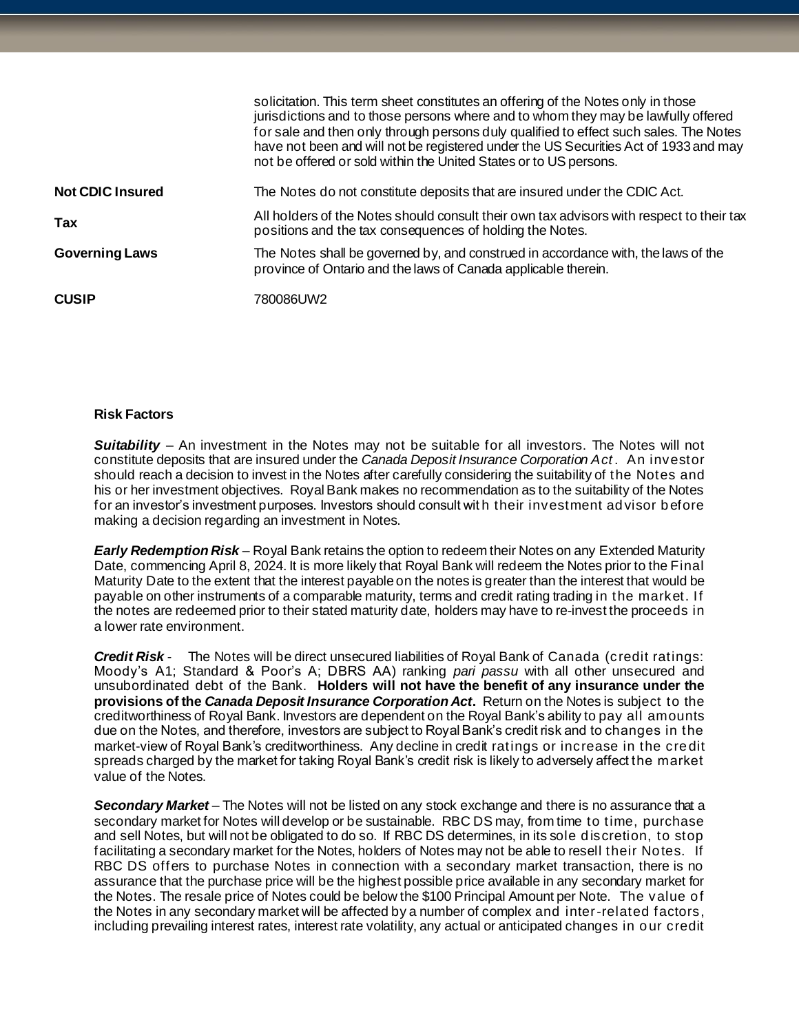| | |
|---|---|
| | solicitation. This term sheet constitutes an offering of the Notes only in those jurisdictions and to those persons where and to whom they may be lawfully offered for sale and then only through persons duly qualified to effect such sales. The Notes have not been and will not be registered under the US Securities Act of 1933 and may not be offered or sold within the United States or to US persons. |
| **Not CDIC Insured** | The Notes do not constitute deposits that are insured under the CDIC Act. |
| **Tax** | All holders of the Notes should consult their own tax advisors with respect to their tax positions and the tax consequences of holding the Notes. |
| **Governing Laws** | The Notes shall be governed by, and construed in accordance with, the laws of the province of Ontario and the laws of Canada applicable therein. |
| **CUSIP** | 780086UW2 |

**Risk Factors**

***Suitability*** – An investment in the Notes may not be suitable for all investors. The Notes will not constitute deposits that are insured under the *Canada Deposit Insurance Corporation Act*. An investor should reach a decision to invest in the Notes after carefully considering the suitability of the Notes and his or her investment objectives. Royal Bank makes no recommendation as to the suitability of the Notes for an investor's investment purposes. Investors should consult with their investment advisor before making a decision regarding an investment in Notes.

***Early Redemption Risk*** – Royal Bank retains the option to redeem their Notes on any Extended Maturity Date, commencing April 8, 2024. It is more likely that Royal Bank will redeem the Notes prior to the Final Maturity Date to the extent that the interest payable on the notes is greater than the interest that would be payable on other instruments of a comparable maturity, terms and credit rating trading in the market. If the notes are redeemed prior to their stated maturity date, holders may have to re-invest the proceeds in a lower rate environment.

***Credit Risk*** - The Notes will be direct unsecured liabilities of Royal Bank of Canada (credit ratings: Moody's A1; Standard & Poor's A; DBRS AA) ranking *pari passu* with all other unsecured and unsubordinated debt of the Bank. **Holders will not have the benefit of any insurance under the provisions of the *Canada Deposit Insurance Corporation Act*.** Return on the Notes is subject to the creditworthiness of Royal Bank. Investors are dependent on the Royal Bank's ability to pay all amounts due on the Notes, and therefore, investors are subject to Royal Bank's credit risk and to changes in the market-view of Royal Bank's creditworthiness. Any decline in credit ratings or increase in the credit spreads charged by the market for taking Royal Bank's credit risk is likely to adversely affect the market value of the Notes.

***Secondary Market*** – The Notes will not be listed on any stock exchange and there is no assurance that a secondary market for Notes will develop or be sustainable. RBC DS may, from time to time, purchase and sell Notes, but will not be obligated to do so. If RBC DS determines, in its sole discretion, to stop facilitating a secondary market for the Notes, holders of Notes may not be able to resell their Notes. If RBC DS offers to purchase Notes in connection with a secondary market transaction, there is no assurance that the purchase price will be the highest possible price available in any secondary market for the Notes. The resale price of Notes could be below the $100 Principal Amount per Note. The value of the Notes in any secondary market will be affected by a number of complex and inter-related factors, including prevailing interest rates, interest rate volatility, any actual or anticipated changes in our credit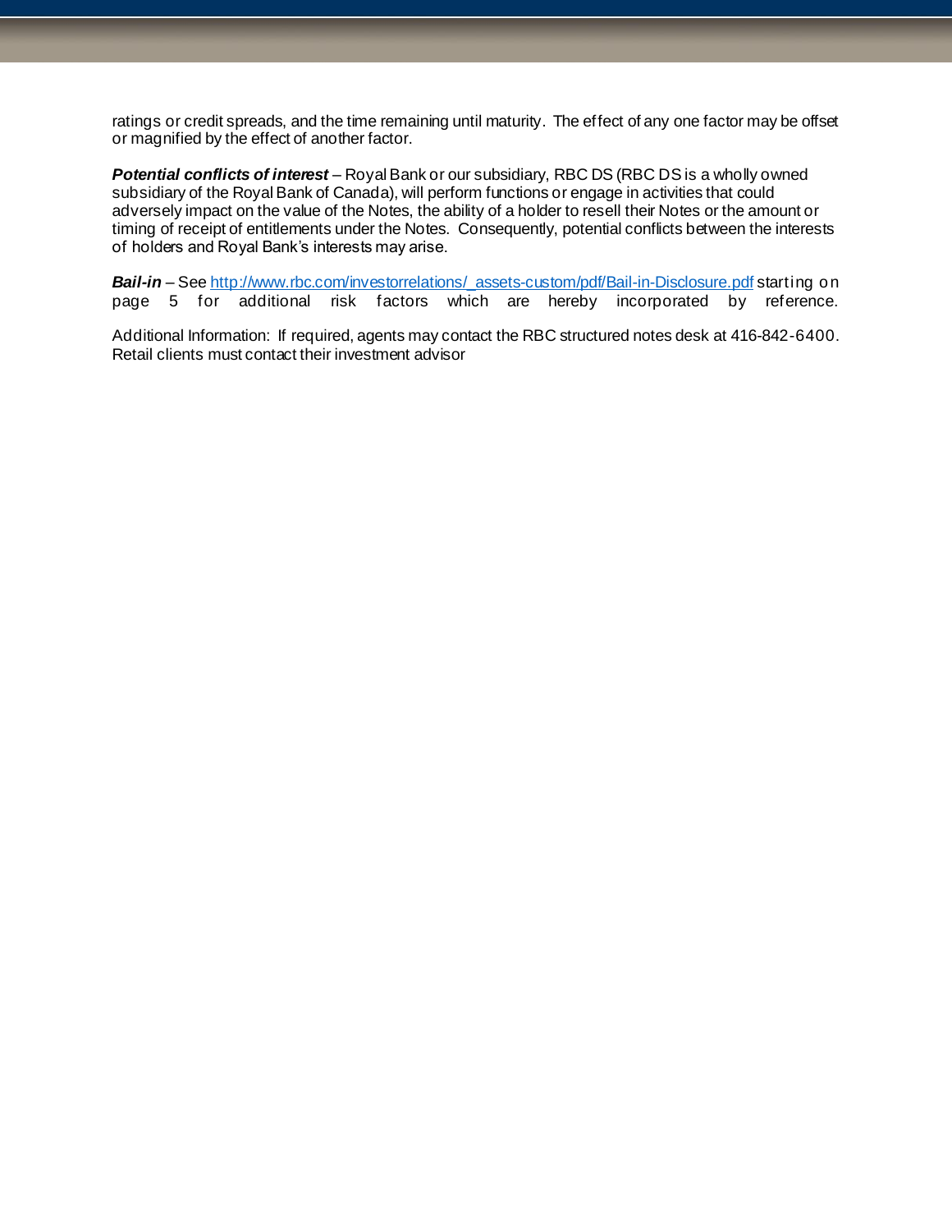ratings or credit spreads, and the time remaining until maturity. The effect of any one factor may be offset or magnified by the effect of another factor.

***Potential conflicts of interest*** – Royal Bank or our subsidiary, RBC DS (RBC DS is a wholly owned subsidiary of the Royal Bank of Canada), will perform functions or engage in activities that could adversely impact on the value of the Notes, the ability of a holder to resell their Notes or the amount or timing of receipt of entitlements under the Notes. Consequently, potential conflicts between the interests of holders and Royal Bank's interests may arise.

***Bail-in*** – See [http://www.rbc.com/investorrelations/_assets-custom/pdf/Bail-in-Disclosure.pdf](http://www.rbc.com/investorrelations/_assets-custom/pdf/Bail-in-Disclosure.pdf) starting on page 5 for additional risk factors which are hereby incorporated by reference.

Additional Information: If required, agents may contact the RBC structured notes desk at 416-842-6400. Retail clients must contact their investment advisor